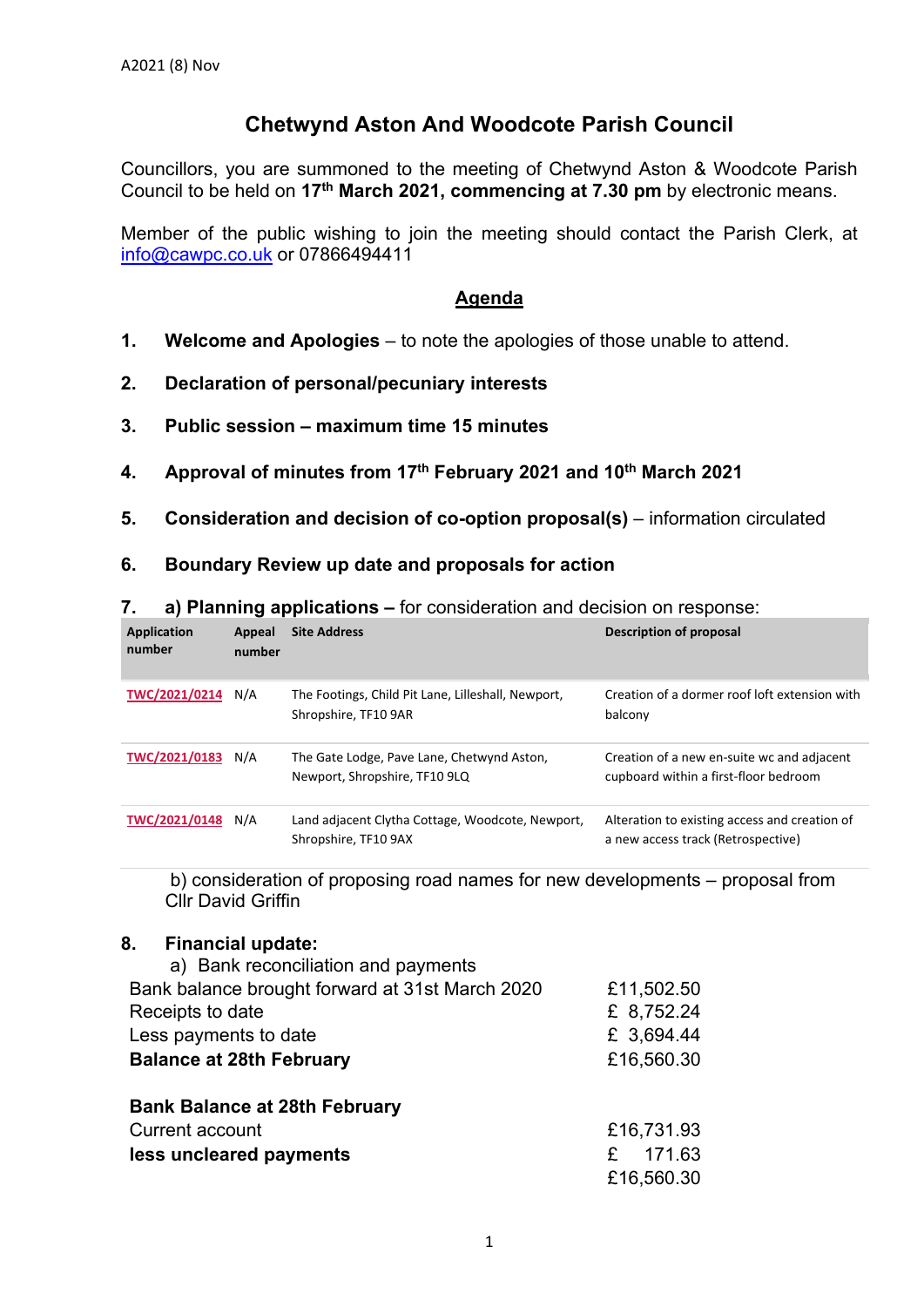A2021 (8) Nov

# Chetwynd Aston And Woodcote Parish Council

Councillors, you are summoned to the meeting of Chetwynd Aston & Woodcote Parish Council to be held on **17th March 2021, commencing at 7.30 pm** by electronic means.

Member of the public wishing to join the meeting should contact the Parish Clerk, at info@cawpc.co.uk or 07866494411

## Agenda

1. **Welcome and Apologies** – to note the apologies of those unable to attend.

2. **Declaration of personal/pecuniary interests**

3. **Public session – maximum time 15 minutes**

4. **Approval of minutes from 17th February 2021 and 10th March 2021**

5. **Consideration and decision of co-option proposal(s)** – information circulated

6. **Boundary Review up date and proposals for action**

7. a) **Planning applications –** for consideration and decision on response:

| Application number | Appeal number | Site Address | Description of proposal |
|---|---|---|---|
| TWC/2021/0214 | N/A | The Footings, Child Pit Lane, Lilleshall, Newport, Shropshire, TF10 9AR | Creation of a dormer roof loft extension with balcony |
| TWC/2021/0183 | N/A | The Gate Lodge, Pave Lane, Chetwynd Aston, Newport, Shropshire, TF10 9LQ | Creation of a new en-suite wc and adjacent cupboard within a first-floor bedroom |
| TWC/2021/0148 | N/A | Land adjacent Clytha Cottage, Woodcote, Newport, Shropshire, TF10 9AX | Alteration to existing access and creation of a new access track (Retrospective) |

b) consideration of proposing road names for new developments – proposal from Cllr David Griffin

8. **Financial update:**

a) Bank reconciliation and payments

| | |
|---|---|
| Bank balance brought forward at 31st March 2020 | £11,502.50 |
| Receipts to date | £ 8,752.24 |
| Less payments to date | £ 3,694.44 |
| **Balance at 28th February** | £16,560.30 |

| | |
|---|---|
| **Bank Balance at 28th February** | |
| Current account | £16,731.93 |
| **less uncleared payments** | £ 171.63 |
| | £16,560.30 |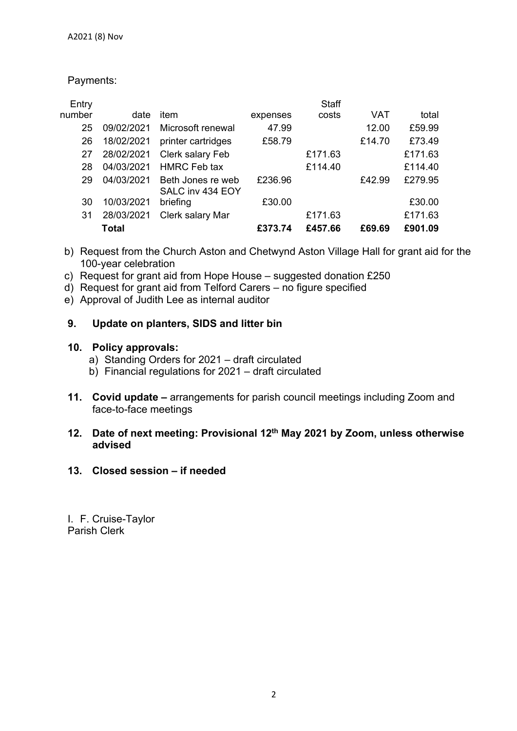A2021 (8) Nov

Payments:

| Entry number | date | item | expenses | Staff costs | VAT | total |
|---|---|---|---|---|---|---|
| 25 | 09/02/2021 | Microsoft renewal | 47.99 | | 12.00 | £59.99 |
| 26 | 18/02/2021 | printer cartridges | £58.79 | | £14.70 | £73.49 |
| 27 | 28/02/2021 | Clerk salary Feb | | £171.63 | | £171.63 |
| 28 | 04/03/2021 | HMRC Feb tax | | £114.40 | | £114.40 |
| 29 | 04/03/2021 | Beth Jones re web | £236.96 | | £42.99 | £279.95 |
| 30 | 10/03/2021 | SALC inv 434 EOY briefing | £30.00 | | | £30.00 |
| 31 | 28/03/2021 | Clerk salary Mar | | £171.63 | | £171.63 |
| | **Total** | | **£373.74** | **£457.66** | **£69.69** | **£901.09** |

b) Request from the Church Aston and Chetwynd Aston Village Hall for grant aid for the 100-year celebration
c) Request for grant aid from Hope House – suggested donation £250
d) Request for grant aid from Telford Carers – no figure specified
e) Approval of Judith Lee as internal auditor

**9. Update on planters, SIDS and litter bin**

**10. Policy approvals:**

a) Standing Orders for 2021 – draft circulated
b) Financial regulations for 2021 – draft circulated

**11. Covid update –** arrangements for parish council meetings including Zoom and face-to-face meetings

**12. Date of next meeting: Provisional 12th May 2021 by Zoom, unless otherwise advised**

**13. Closed session – if needed**

I. F. Cruise-Taylor
Parish Clerk